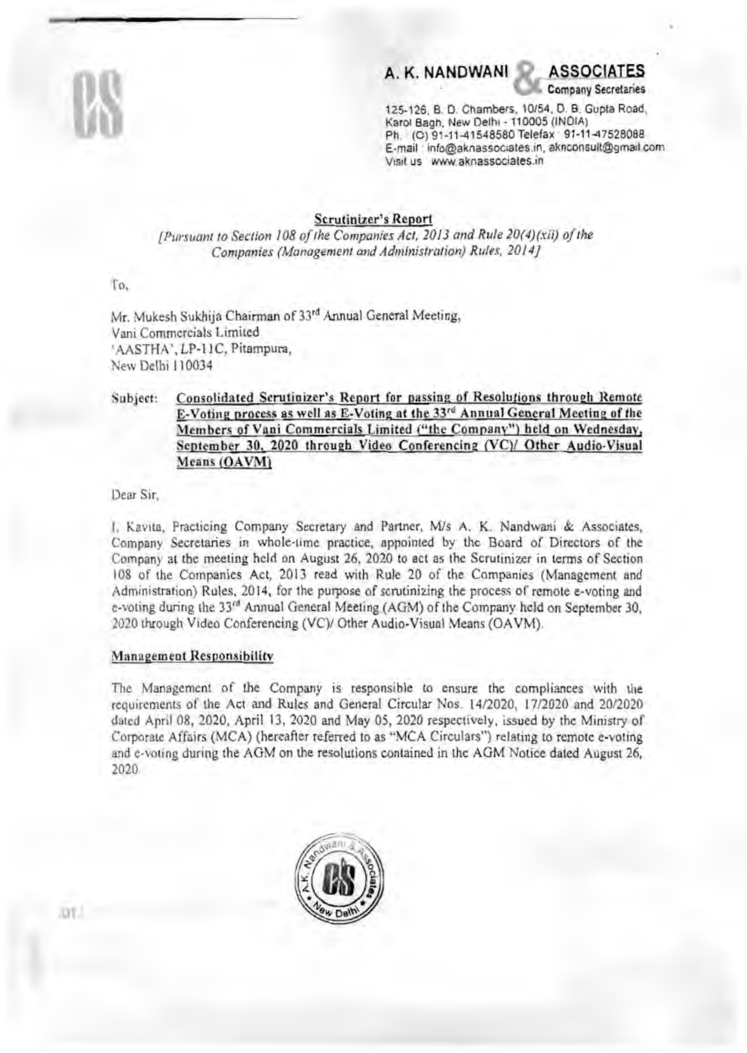**A. K. NANDWANI & ASSOCIATES**
Company Secretaries

125-126, B. D. Chambers, 10/54, D. B. Gupta Road,
Karol Bagh, New Delhi - 110005 (INDIA)
Ph. (O) 91-11-41548580 Telefax 91-11-47528088
E-mail info@aknassociates.in, aknconsult@gmail.com
Visit us www.aknassociates.in

## Scrutinizer's Report

*[Pursuant to Section 108 of the Companies Act, 2013 and Rule 20(4)(xii) of the Companies (Management and Administration) Rules, 2014]*

To,

Mr. Mukesh Sukhija Chairman of 33rd Annual General Meeting,
Vani Commercials Limited
'AASTHA', LP-11C, Pitampura,
New Delhi 110034

Subject: **Consolidated Scrutinizer's Report for passing of Resolutions through Remote E-Voting process as well as E-Voting at the 33rd Annual General Meeting of the Members of Vani Commercials Limited ("the Company") held on Wednesday, September 30, 2020 through Video Conferencing (VC)/ Other Audio-Visual Means (OAVM)**

Dear Sir,

I, Kavita, Practicing Company Secretary and Partner, M/s A. K. Nandwani & Associates, Company Secretaries in whole-time practice, appointed by the Board of Directors of the Company at the meeting held on August 26, 2020 to act as the Scrutinizer in terms of Section 108 of the Companies Act, 2013 read with Rule 20 of the Companies (Management and Administration) Rules, 2014, for the purpose of scrutinizing the process of remote e-voting and e-voting during the 33rd Annual General Meeting (AGM) of the Company held on September 30, 2020 through Video Conferencing (VC)/ Other Audio-Visual Means (OAVM).

### Management Responsibility

The Management of the Company is responsible to ensure the compliances with the requirements of the Act and Rules and General Circular Nos. 14/2020, 17/2020 and 20/2020 dated April 08, 2020, April 13, 2020 and May 05, 2020 respectively, issued by the Ministry of Corporate Affairs (MCA) (hereafter referred to as "MCA Circulars") relating to remote e-voting and e-voting during the AGM on the resolutions contained in the AGM Notice dated August 26, 2020.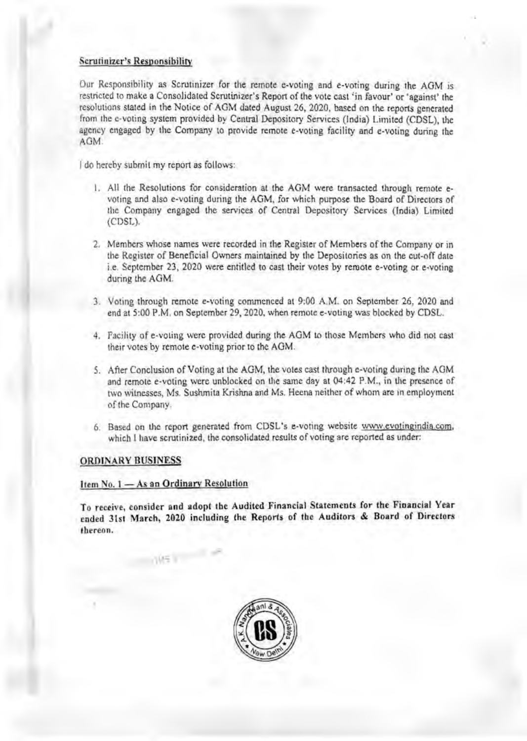### Scrutinizer's Responsibility

Our Responsibility as Scrutinizer for the remote e-voting and e-voting during the AGM is restricted to make a Consolidated Scrutinizer's Report of the vote cast 'in favour' or 'against' the resolutions stated in the Notice of AGM dated August 26, 2020, based on the reports generated from the e-voting system provided by Central Depository Services (India) Limited (CDSL), the agency engaged by the Company to provide remote e-voting facility and e-voting during the AGM.

I do hereby submit my report as follows:

1. All the Resolutions for consideration at the AGM were transacted through remote e-voting and also e-voting during the AGM, for which purpose the Board of Directors of the Company engaged the services of Central Depository Services (India) Limited (CDSL).

2. Members whose names were recorded in the Register of Members of the Company or in the Register of Beneficial Owners maintained by the Depositories as on the cut-off date i.e. September 23, 2020 were entitled to cast their votes by remote e-voting or e-voting during the AGM.

3. Voting through remote e-voting commenced at 9:00 A.M. on September 26, 2020 and end at 5:00 P.M. on September 29, 2020, when remote e-voting was blocked by CDSL.

4. Facility of e-voting were provided during the AGM to those Members who did not cast their votes by remote e-voting prior to the AGM.

5. After Conclusion of Voting at the AGM, the votes cast through e-voting during the AGM and remote e-voting were unblocked on the same day at 04:42 P.M., in the presence of two witnesses, Ms. Sushmita Krishna and Ms. Heena neither of whom are in employment of the Company.

6. Based on the report generated from CDSL's e-voting website www.evotingindia.com, which I have scrutinized, the consolidated results of voting are reported as under:

### ORDINARY BUSINESS

#### Item No. 1 — As an Ordinary Resolution

**To receive, consider and adopt the Audited Financial Statements for the Financial Year ended 31st March, 2020 including the Reports of the Auditors & Board of Directors thereon.**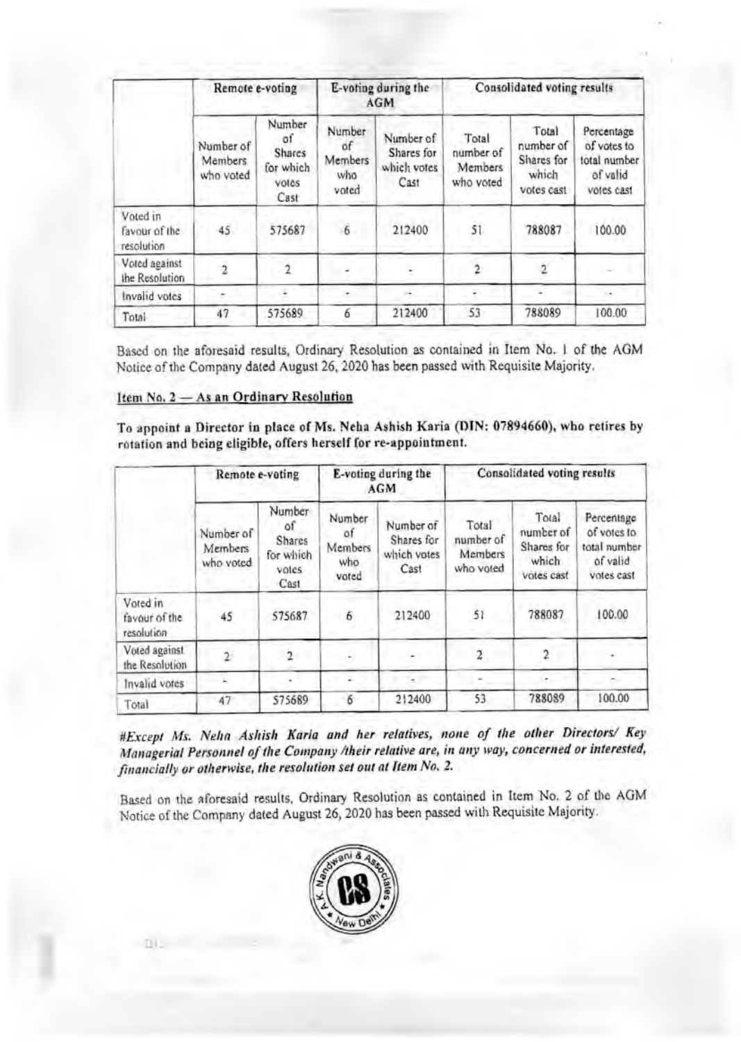| | Remote e-voting | | E-voting during the AGM | | Consolidated voting results | | |
|---|---|---|---|---|---|---|---|
| | Number of Members who voted | Number of Shares for which votes Cast | Number of Members who voted | Number of Shares for which votes Cast | Total number of Members who voted | Total number of Shares for which votes cast | Percentage of votes to total number of valid votes cast |
| Voted in favour of the resolution | 45 | 575687 | 6 | 212400 | 51 | 788087 | 100.00 |
| Voted against the Resolution | 2 | 2 | - | - | 2 | 2 | - |
| Invalid votes | - | - | - | - | - | - | - |
| Total | 47 | 575689 | 6 | 212400 | 53 | 788089 | 100.00 |

Based on the aforesaid results, Ordinary Resolution as contained in Item No. 1 of the AGM Notice of the Company dated August 26, 2020 has been passed with Requisite Majority.

**Item No. 2 — As an Ordinary Resolution**

**To appoint a Director in place of Ms. Neha Ashish Karia (DIN: 07894660), who retires by rotation and being eligible, offers herself for re-appointment.**

| | Remote e-voting | | E-voting during the AGM | | Consolidated voting results | | |
|---|---|---|---|---|---|---|---|
| | Number of Members who voted | Number of Shares for which votes Cast | Number of Members who voted | Number of Shares for which votes Cast | Total number of Members who voted | Total number of Shares for which votes cast | Percentage of votes to total number of valid votes cast |
| Voted in favour of the resolution | 45 | 575687 | 6 | 212400 | 51 | 788087 | 100.00 |
| Voted against the Resolution | 2 | 2 | - | - | 2 | 2 | - |
| Invalid votes | - | - | - | - | - | - | - |
| Total | 47 | 575689 | 6 | 212400 | 53 | 788089 | 100.00 |

***#Except Ms. Neha Ashish Karia and her relatives, none of the other Directors/ Key Managerial Personnel of the Company /their relative are, in any way, concerned or interested, financially or otherwise, the resolution set out at Item No. 2.***

Based on the aforesaid results, Ordinary Resolution as contained in Item No. 2 of the AGM Notice of the Company dated August 26, 2020 has been passed with Requisite Majority.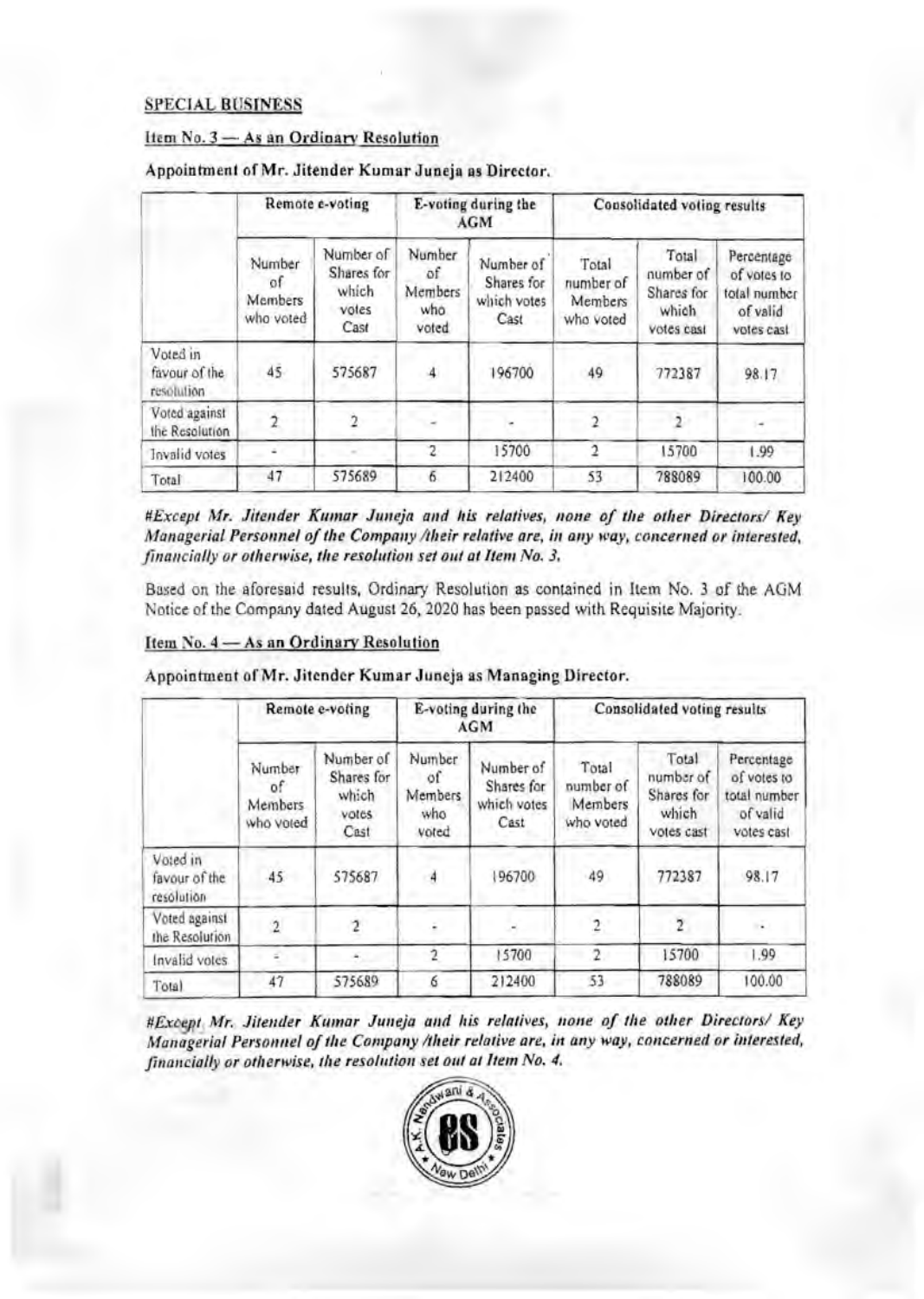**SPECIAL BUSINESS**

**Item No. 3 — As an Ordinary Resolution**

**Appointment of Mr. Jitender Kumar Juneja as Director.**

| | Remote e-voting | | E-voting during the AGM | | Consolidated voting results | | |
|---|---|---|---|---|---|---|---|
| | Number of Members who voted | Number of Shares for which votes Cast | Number of Members who voted | Number of Shares for which votes Cast | Total number of Members who voted | Total number of Shares for which votes cast | Percentage of votes to total number of valid votes cast |
| Voted in favour of the resolution | 45 | 575687 | 4 | 196700 | 49 | 772387 | 98.17 |
| Voted against the Resolution | 2 | 2 | - | - | 2 | 2 | - |
| Invalid votes | - | - | 2 | 15700 | 2 | 15700 | 1.99 |
| Total | 47 | 575689 | 6 | 212400 | 53 | 788089 | 100.00 |

*#Except Mr. Jitender Kumar Juneja and his relatives, none of the other Directors/ Key Managerial Personnel of the Company /their relative are, in any way, concerned or interested, financially or otherwise, the resolution set out at Item No. 3.*

Based on the aforesaid results, Ordinary Resolution as contained in Item No. 3 of the AGM Notice of the Company dated August 26, 2020 has been passed with Requisite Majority.

**Item No. 4 — As an Ordinary Resolution**

**Appointment of Mr. Jitender Kumar Juneja as Managing Director.**

| | Remote e-voting | | E-voting during the AGM | | Consolidated voting results | | |
|---|---|---|---|---|---|---|---|
| | Number of Members who voted | Number of Shares for which votes Cast | Number of Members who voted | Number of Shares for which votes Cast | Total number of Members who voted | Total number of Shares for which votes cast | Percentage of votes to total number of valid votes cast |
| Voted in favour of the resolution | 45 | 575687 | 4 | 196700 | 49 | 772387 | 98.17 |
| Voted against the Resolution | 2 | 2 | - | - | 2 | 2 | - |
| Invalid votes | - | - | 2 | 15700 | 2 | 15700 | 1.99 |
| Total | 47 | 575689 | 6 | 212400 | 53 | 788089 | 100.00 |

*#Except Mr. Jitender Kumar Juneja and his relatives, none of the other Directors/ Key Managerial Personnel of the Company /their relative are, in any way, concerned or interested, financially or otherwise, the resolution set out at Item No. 4.*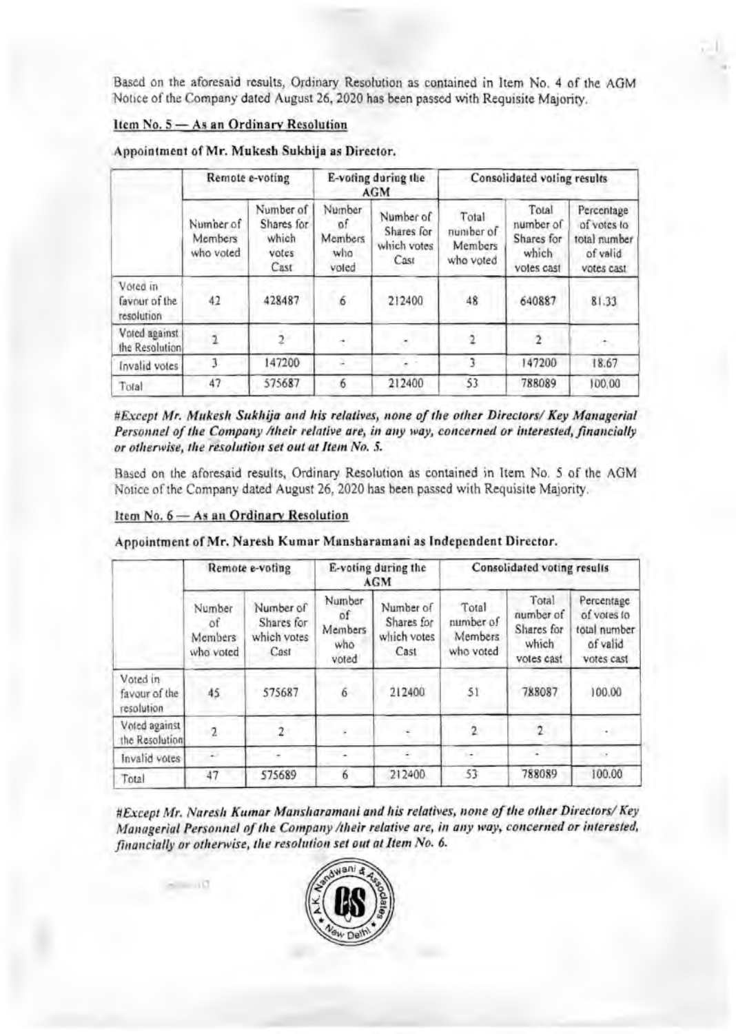Based on the aforesaid results, Ordinary Resolution as contained in Item No. 4 of the AGM Notice of the Company dated August 26, 2020 has been passed with Requisite Majority.

**Item No. 5 — As an Ordinary Resolution**

**Appointment of Mr. Mukesh Sukhija as Director.**

| | Remote e-voting | | E-voting during the AGM | | Consolidated voting results | | |
|---|---|---|---|---|---|---|---|
| | Number of Members who voted | Number of Shares for which votes Cast | Number of Members who voted | Number of Shares for which votes Cast | Total number of Members who voted | Total number of Shares for which votes cast | Percentage of votes to total number of valid votes cast |
| Voted in favour of the resolution | 42 | 428487 | 6 | 212400 | 48 | 640887 | 81.33 |
| Voted against the Resolution | 2 | 2 | - | - | 2 | 2 | - |
| Invalid votes | 3 | 147200 | - | - | 3 | 147200 | 18.67 |
| Total | 47 | 575687 | 6 | 212400 | 53 | 788089 | 100.00 |

*#Except Mr. Mukesh Sukhija and his relatives, none of the other Directors/ Key Managerial Personnel of the Company /their relative are, in any way, concerned or interested, financially or otherwise, the resolution set out at Item No. 5.*

Based on the aforesaid results, Ordinary Resolution as contained in Item No. 5 of the AGM Notice of the Company dated August 26, 2020 has been passed with Requisite Majority.

**Item No. 6 — As an Ordinary Resolution**

**Appointment of Mr. Naresh Kumar Mansharamani as Independent Director.**

| | Remote e-voting | | E-voting during the AGM | | Consolidated voting results | | |
|---|---|---|---|---|---|---|---|
| | Number of Members who voted | Number of Shares for which votes Cast | Number of Members who voted | Number of Shares for which votes Cast | Total number of Members who voted | Total number of Shares for which votes cast | Percentage of votes to total number of valid votes cast |
| Voted in favour of the resolution | 45 | 575687 | 6 | 212400 | 51 | 788087 | 100.00 |
| Voted against the Resolution | 2 | 2 | - | - | 2 | 2 | - |
| Invalid votes | - | - | - | - | - | - | - |
| Total | 47 | 575689 | 6 | 212400 | 53 | 788089 | 100.00 |

*#Except Mr. Naresh Kumar Mansharamani and his relatives, none of the other Directors/ Key Managerial Personnel of the Company /their relative are, in any way, concerned or interested, financially or otherwise, the resolution set out at Item No. 6.*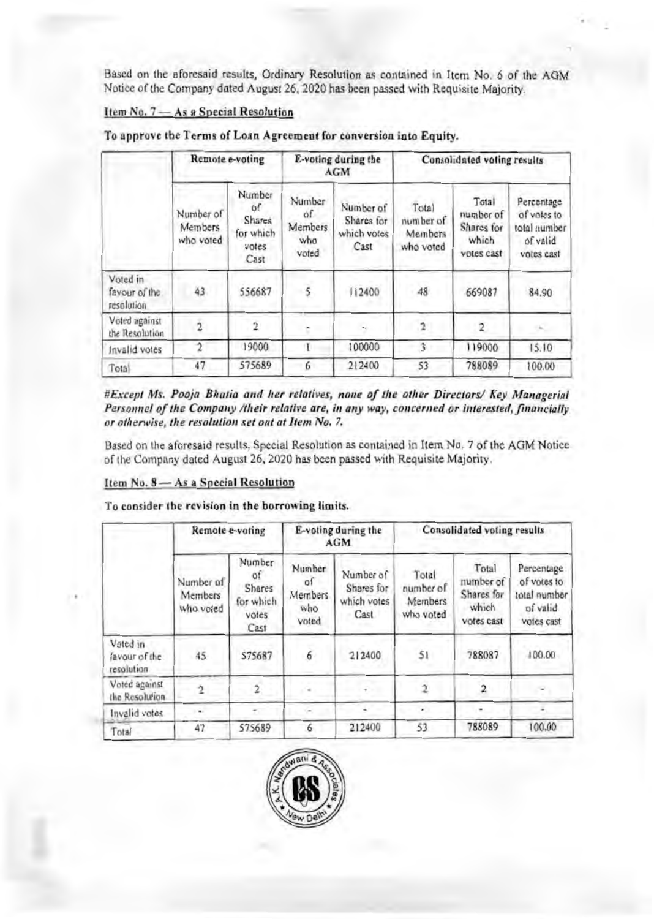Based on the aforesaid results, Ordinary Resolution as contained in Item No. 6 of the AGM Notice of the Company dated August 26, 2020 has been passed with Requisite Majority.

**Item No. 7 — As a Special Resolution**

**To approve the Terms of Loan Agreement for conversion into Equity.**

| | Remote e-voting | | E-voting during the AGM | | Consolidated voting results | | |
|---|---|---|---|---|---|---|---|
| | Number of Members who voted | Number of Shares for which votes Cast | Number of Members who voted | Number of Shares for which votes Cast | Total number of Members who voted | Total number of Shares for which votes cast | Percentage of votes to total number of valid votes cast |
| Voted in favour of the resolution | 43 | 556687 | 5 | 112400 | 48 | 669087 | 84.90 |
| Voted against the Resolution | 2 | 2 | - | - | 2 | 2 | - |
| Invalid votes | 2 | 19000 | 1 | 100000 | 3 | 119000 | 15.10 |
| Total | 47 | 575689 | 6 | 212400 | 53 | 788089 | 100.00 |

*#Except Ms. Pooja Bhatia and her relatives, none of the other Directors/ Key Managerial Personnel of the Company /their relative are, in any way, concerned or interested, financially or otherwise, the resolution set out at Item No. 7.*

Based on the aforesaid results, Special Resolution as contained in Item No. 7 of the AGM Notice of the Company dated August 26, 2020 has been passed with Requisite Majority.

**Item No. 8 — As a Special Resolution**

**To consider the revision in the borrowing limits.**

| | Remote e-voting | | E-voting during the AGM | | Consolidated voting results | | |
|---|---|---|---|---|---|---|---|
| | Number of Members who voted | Number of Shares for which votes Cast | Number of Members who voted | Number of Shares for which votes Cast | Total number of Members who voted | Total number of Shares for which votes cast | Percentage of votes to total number of valid votes cast |
| Voted in favour of the resolution | 45 | 575687 | 6 | 212400 | 51 | 788087 | 100.00 |
| Voted against the Resolution | 2 | 2 | - | - | 2 | 2 | - |
| Invalid votes | - | - | - | - | - | - | - |
| Total | 47 | 575689 | 6 | 212400 | 53 | 788089 | 100.00 |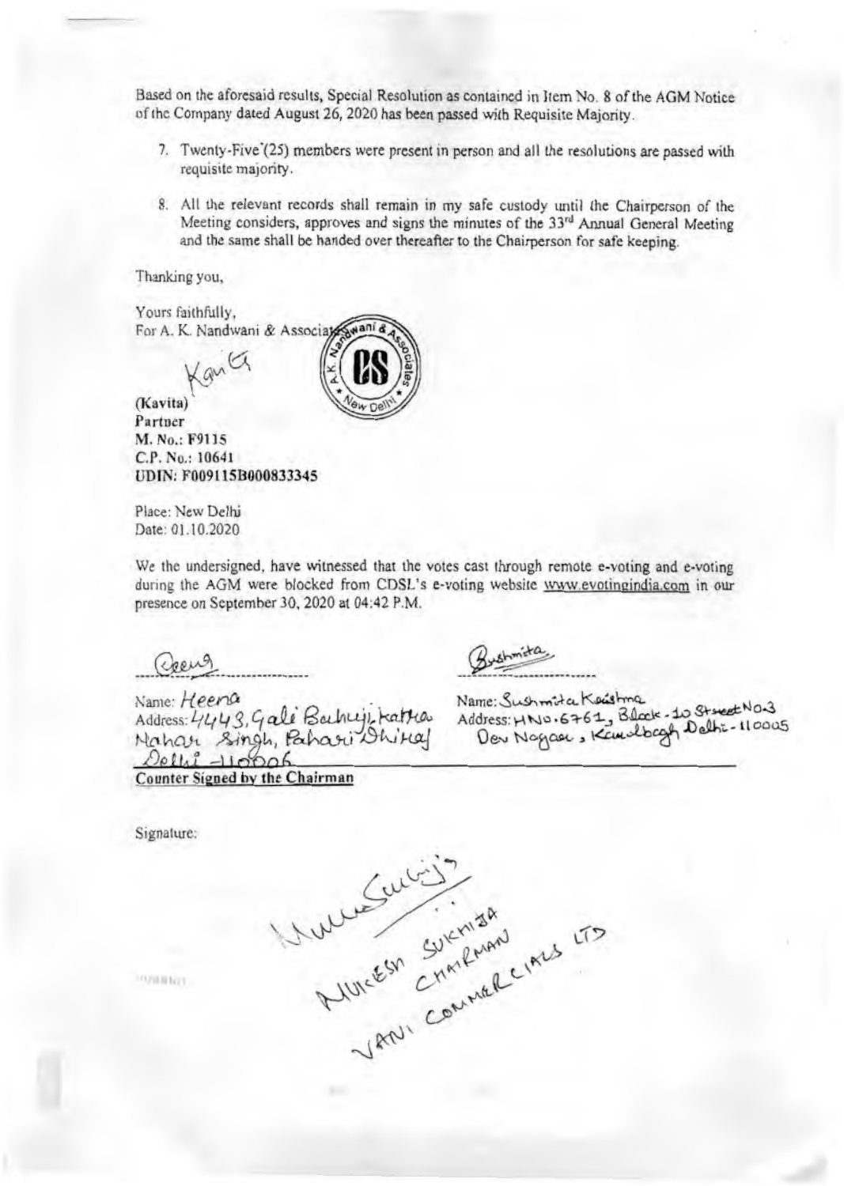Based on the aforesaid results, Special Resolution as contained in Item No. 8 of the AGM Notice of the Company dated August 26, 2020 has been passed with Requisite Majority.

7. Twenty-Five (25) members were present in person and all the resolutions are passed with requisite majority.

8. All the relevant records shall remain in my safe custody until the Chairperson of the Meeting considers, approves and signs the minutes of the 33[rd] Annual General Meeting and the same shall be handed over thereafter to the Chairperson for safe keeping.

Thanking you,

Yours faithfully,
For A. K. Nandwani & Associates

Kavita

**(Kavita)**
**Partner**
**M. No.: F9115**
**C.P. No.: 10641**
**UDIN: F009115B000833345**

Place: New Delhi
Date: 01.10.2020

We the undersigned, have witnessed that the votes cast through remote e-voting and e-voting during the AGM were blocked from CDSL's e-voting website www.evotingindia.com in our presence on September 30, 2020 at 04:42 P.M.

Heena

Name: Heena
Address: 4443, Gali Bahuji, Katra Nahar Singh, Pahari Dhiraj Delhi -110006

Sushmita

Name: Sushmita Krishna
Address: H.No. 6761, Block - 10 Street No. 3 Dev Nagar, Karol bagh Delhi - 110005

**Counter Signed by the Chairman**

Signature:

Mukesh Sukhija
MUKESH SUKHIJA
CHAIRMAN
VANI COMMERCIALS LTD